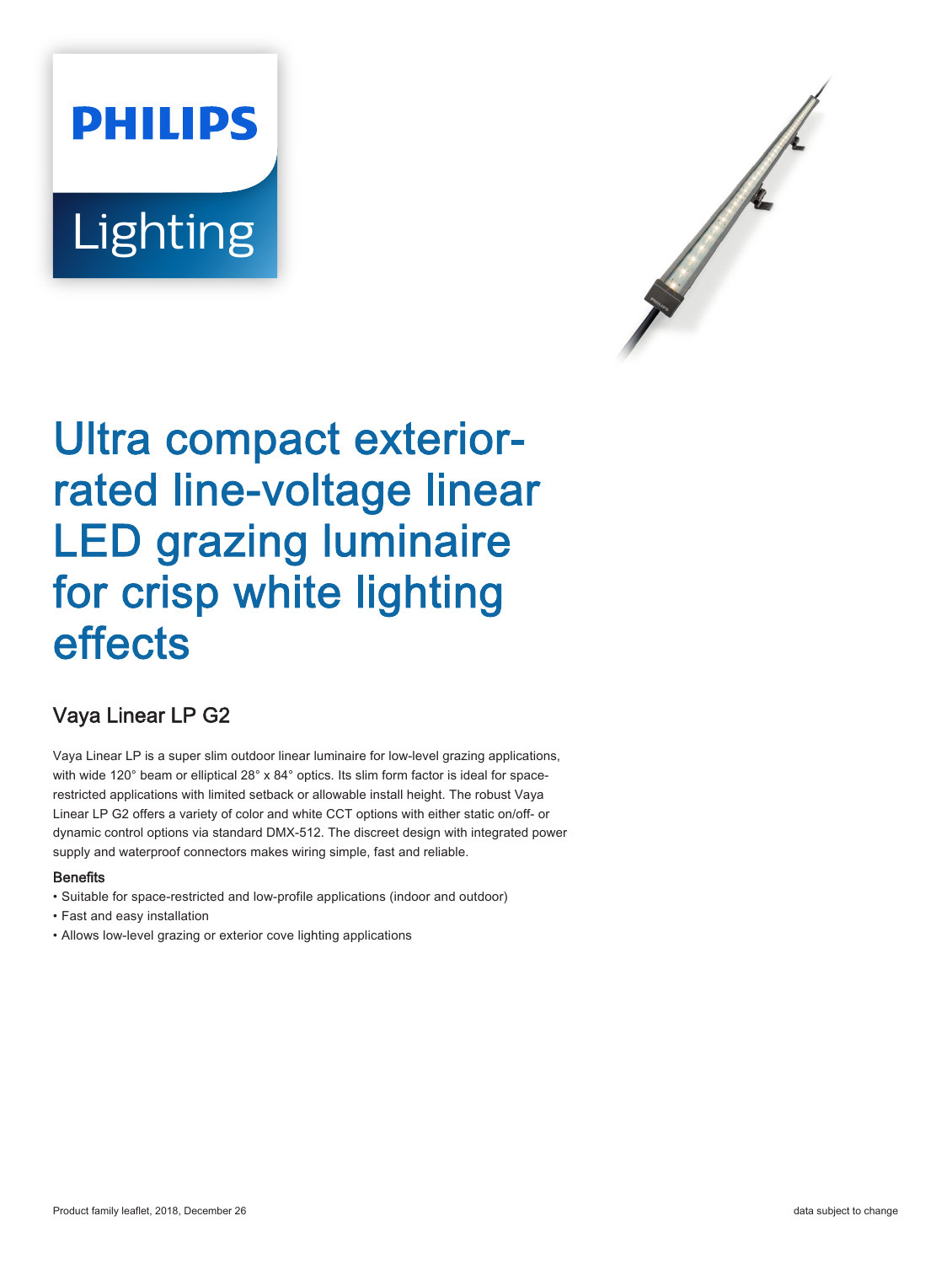PHILIPS

Lighting

# Ultra compact exterior-rated line-voltage linear LED grazing luminaire for crisp white lighting effects

## Vaya Linear LP G2

Vaya Linear LP is a super slim outdoor linear luminaire for low-level grazing applications, with wide 120° beam or elliptical 28° x 84° optics. Its slim form factor is ideal for space-restricted applications with limited setback or allowable install height. The robust Vaya Linear LP G2 offers a variety of color and white CCT options with either static on/off- or dynamic control options via standard DMX-512. The discreet design with integrated power supply and waterproof connectors makes wiring simple, fast and reliable.

### Benefits

- Suitable for space-restricted and low-profile applications (indoor and outdoor)
- Fast and easy installation
- Allows low-level grazing or exterior cove lighting applications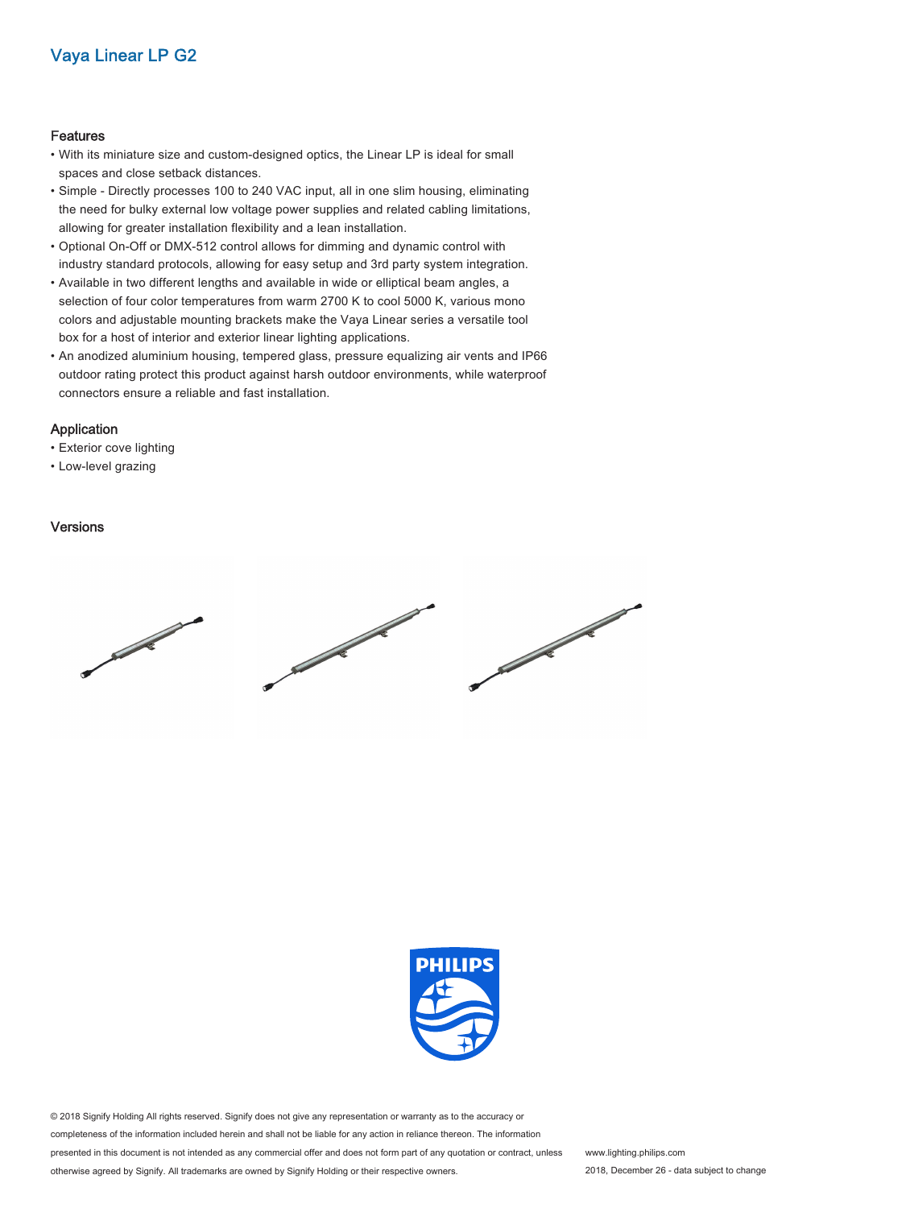# Vaya Linear LP G2

## Features

- With its miniature size and custom-designed optics, the Linear LP is ideal for small spaces and close setback distances.
- Simple - Directly processes 100 to 240 VAC input, all in one slim housing, eliminating the need for bulky external low voltage power supplies and related cabling limitations, allowing for greater installation flexibility and a lean installation.
- Optional On-Off or DMX-512 control allows for dimming and dynamic control with industry standard protocols, allowing for easy setup and 3rd party system integration.
- Available in two different lengths and available in wide or elliptical beam angles, a selection of four color temperatures from warm 2700 K to cool 5000 K, various mono colors and adjustable mounting brackets make the Vaya Linear series a versatile tool box for a host of interior and exterior linear lighting applications.
- An anodized aluminium housing, tempered glass, pressure equalizing air vents and IP66 outdoor rating protect this product against harsh outdoor environments, while waterproof connectors ensure a reliable and fast installation.

## Application

- Exterior cove lighting
- Low-level grazing

## Versions

© 2018 Signify Holding All rights reserved. Signify does not give any representation or warranty as to the accuracy or completeness of the information included herein and shall not be liable for any action in reliance thereon. The information presented in this document is not intended as any commercial offer and does not form part of any quotation or contract, unless otherwise agreed by Signify. All trademarks are owned by Signify Holding or their respective owners.

www.lighting.philips.com

2018, December 26 - data subject to change